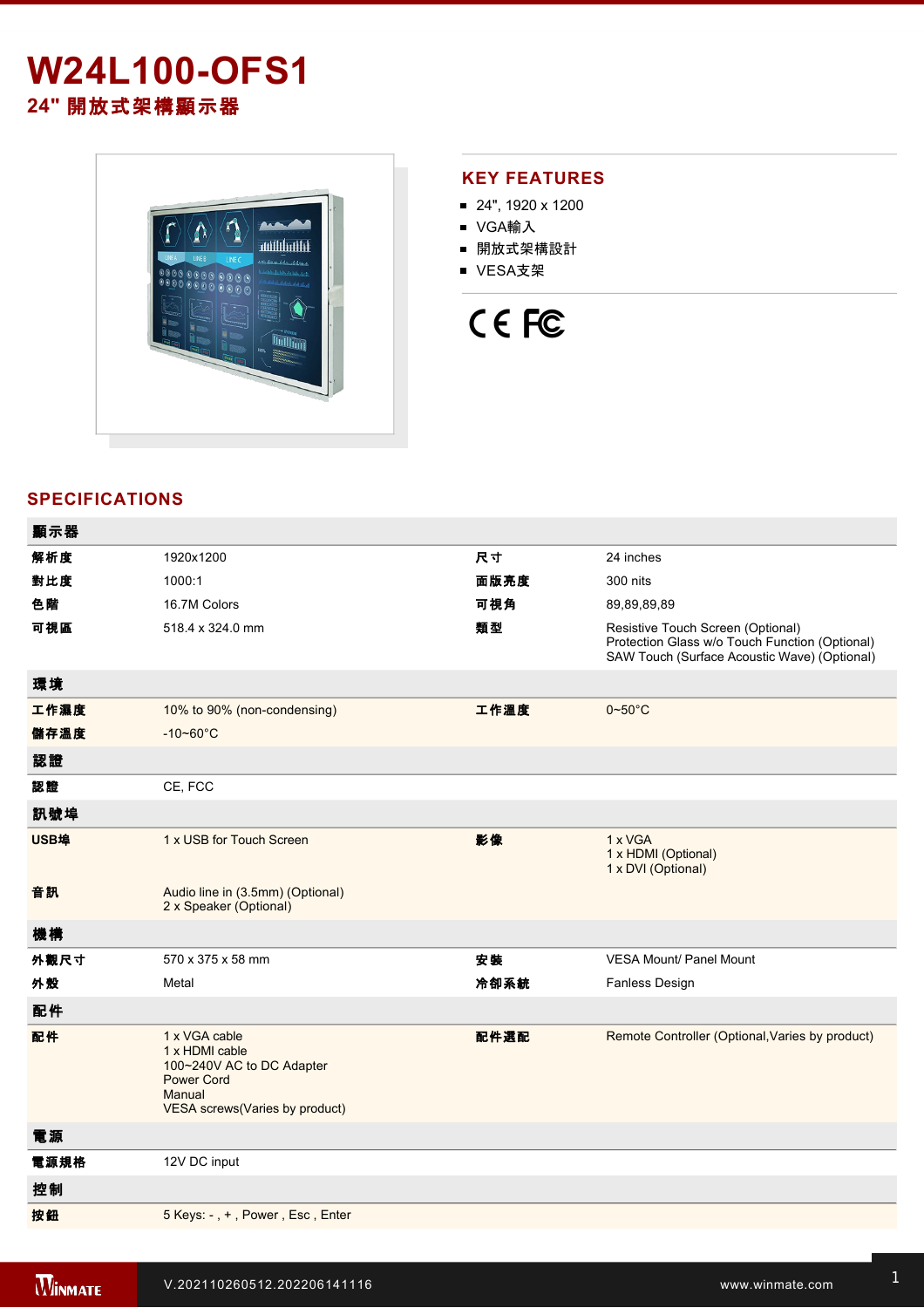# W24L100-OFS1

## 24" 開放式架構顯示器

## KEY FEATURES

- 24", 1920 x 1200
- VGA輸入
- 開放式架構設計
- VESA支架

## SPECIFICATIONS

| 顯示器 | | | |
|---|---|---|---|
| 解析度 | 1920x1200 | 尺寸 | 24 inches |
| 對比度 | 1000:1 | 面版亮度 | 300 nits |
| 色階 | 16.7M Colors | 可視角 | 89,89,89,89 |
| 可視區 | 518.4 x 324.0 mm | 類型 | Resistive Touch Screen (Optional)<br>Protection Glass w/o Touch Function (Optional)<br>SAW Touch (Surface Acoustic Wave) (Optional) |

| 環境 | | | |
|---|---|---|---|
| 工作濕度 | 10% to 90% (non-condensing) | 工作溫度 | 0~50°C |
| 儲存溫度 | -10~60°C | | |

| 認證 | |
|---|---|
| 認證 | CE, FCC |

| 訊號埠 | | | |
|---|---|---|---|
| USB埠 | 1 x USB for Touch Screen | 影像 | 1 x VGA<br>1 x HDMI (Optional)<br>1 x DVI (Optional) |
| 音訊 | Audio line in (3.5mm) (Optional)<br>2 x Speaker (Optional) | | |

| 機構 | | | |
|---|---|---|---|
| 外觀尺寸 | 570 x 375 x 58 mm | 安裝 | VESA Mount/ Panel Mount |
| 外殼 | Metal | 冷卻系統 | Fanless Design |

| 配件 | | | |
|---|---|---|---|
| 配件 | 1 x VGA cable<br>1 x HDMI cable<br>100~240V AC to DC Adapter<br>Power Cord<br>Manual<br>VESA screws(Varies by product) | 配件選配 | Remote Controller (Optional,Varies by product) |

| 電源 | |
|---|---|
| 電源規格 | 12V DC input |

| 控制 | |
|---|---|
| 按鈕 | 5 Keys: - , + , Power , Esc , Enter |

V.202110260512.202206141116

www.winmate.com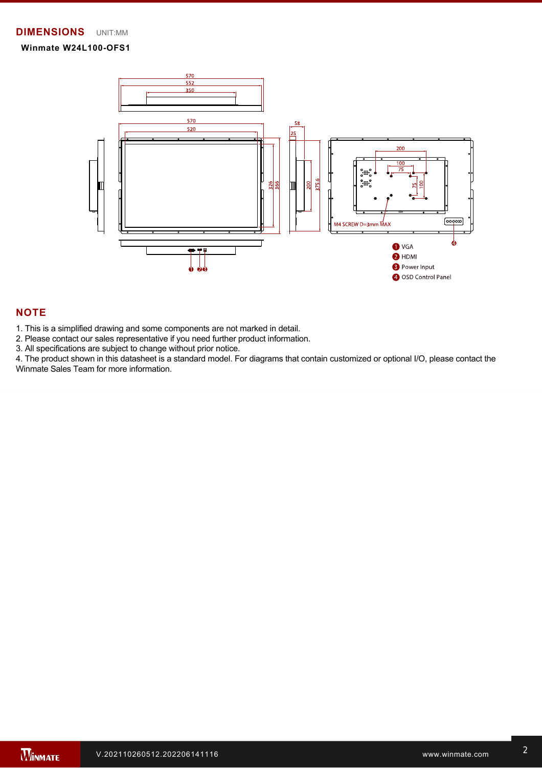## DIMENSIONS UNIT:MM

**Winmate W24L100-OFS1**

570
552
350
570
520
58
25
326
366
200
375.6
200
100
75
75
100
M4 SCREW D=3mm MAX

1 VGA
2 HDMI
3 Power Input
4 OSD Control Panel

## NOTE

1. This is a simplified drawing and some components are not marked in detail.
2. Please contact our sales representative if you need further product information.
3. All specifications are subject to change without prior notice.
4. The product shown in this datasheet is a standard model. For diagrams that contain customized or optional I/O, please contact the Winmate Sales Team for more information.